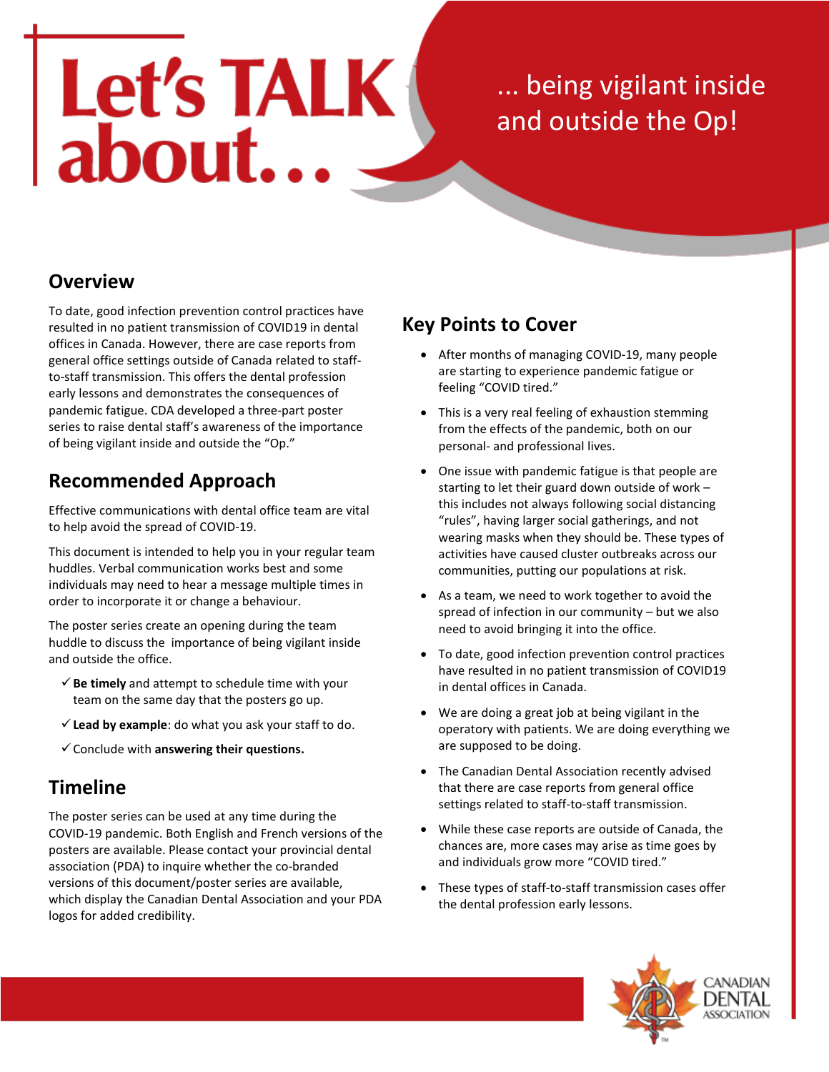# Let's TALK about... being vigilant inside and outside the Op!

## Overview

To date, good infection prevention control practices have resulted in no patient transmission of COVID19 in dental offices in Canada. However, there are case reports from general office settings outside of Canada related to staff-to-staff transmission. This offers the dental profession early lessons and demonstrates the consequences of pandemic fatigue. CDA developed a three-part poster series to raise dental staff's awareness of the importance of being vigilant inside and outside the "Op."

## Recommended Approach

Effective communications with dental office team are vital to help avoid the spread of COVID-19.

This document is intended to help you in your regular team huddles. Verbal communication works best and some individuals may need to hear a message multiple times in order to incorporate it or change a behaviour.

The poster series create an opening during the team huddle to discuss the importance of being vigilant inside and outside the office.

- ✓ **Be timely** and attempt to schedule time with your team on the same day that the posters go up.
- ✓ **Lead by example**: do what you ask your staff to do.
- ✓ Conclude with **answering their questions.**

## Timeline

The poster series can be used at any time during the COVID-19 pandemic. Both English and French versions of the posters are available. Please contact your provincial dental association (PDA) to inquire whether the co-branded versions of this document/poster series are available, which display the Canadian Dental Association and your PDA logos for added credibility.

## Key Points to Cover

- After months of managing COVID-19, many people are starting to experience pandemic fatigue or feeling "COVID tired."
- This is a very real feeling of exhaustion stemming from the effects of the pandemic, both on our personal- and professional lives.
- One issue with pandemic fatigue is that people are starting to let their guard down outside of work – this includes not always following social distancing "rules", having larger social gatherings, and not wearing masks when they should be. These types of activities have caused cluster outbreaks across our communities, putting our populations at risk.
- As a team, we need to work together to avoid the spread of infection in our community – but we also need to avoid bringing it into the office.
- To date, good infection prevention control practices have resulted in no patient transmission of COVID19 in dental offices in Canada.
- We are doing a great job at being vigilant in the operatory with patients. We are doing everything we are supposed to be doing.
- The Canadian Dental Association recently advised that there are case reports from general office settings related to staff-to-staff transmission.
- While these case reports are outside of Canada, the chances are, more cases may arise as time goes by and individuals grow more "COVID tired."
- These types of staff-to-staff transmission cases offer the dental profession early lessons.

CANADIAN DENTAL ASSOCIATION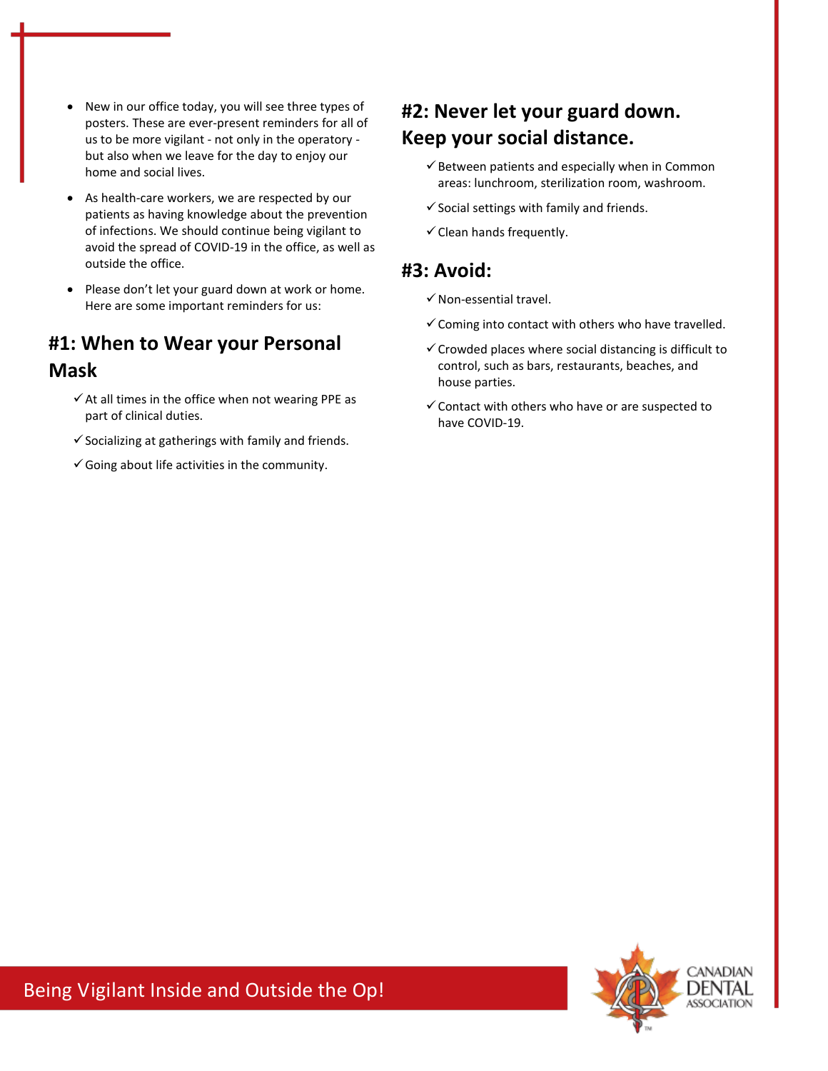- New in our office today, you will see three types of posters. These are ever-present reminders for all of us to be more vigilant - not only in the operatory - but also when we leave for the day to enjoy our home and social lives.
- As health-care workers, we are respected by our patients as having knowledge about the prevention of infections. We should continue being vigilant to avoid the spread of COVID-19 in the office, as well as outside the office.
- Please don't let your guard down at work or home. Here are some important reminders for us:

## #1: When to Wear your Personal Mask

- ✓ At all times in the office when not wearing PPE as part of clinical duties.
- ✓ Socializing at gatherings with family and friends.
- ✓ Going about life activities in the community.

## #2: Never let your guard down. Keep your social distance.

- ✓ Between patients and especially when in Common areas: lunchroom, sterilization room, washroom.
- ✓ Social settings with family and friends.
- ✓ Clean hands frequently.

## #3: Avoid:

- ✓ Non-essential travel.
- ✓ Coming into contact with others who have travelled.
- ✓ Crowded places where social distancing is difficult to control, such as bars, restaurants, beaches, and house parties.
- ✓ Contact with others who have or are suspected to have COVID-19.

Being Vigilant Inside and Outside the Op!

CANADIAN DENTAL ASSOCIATION